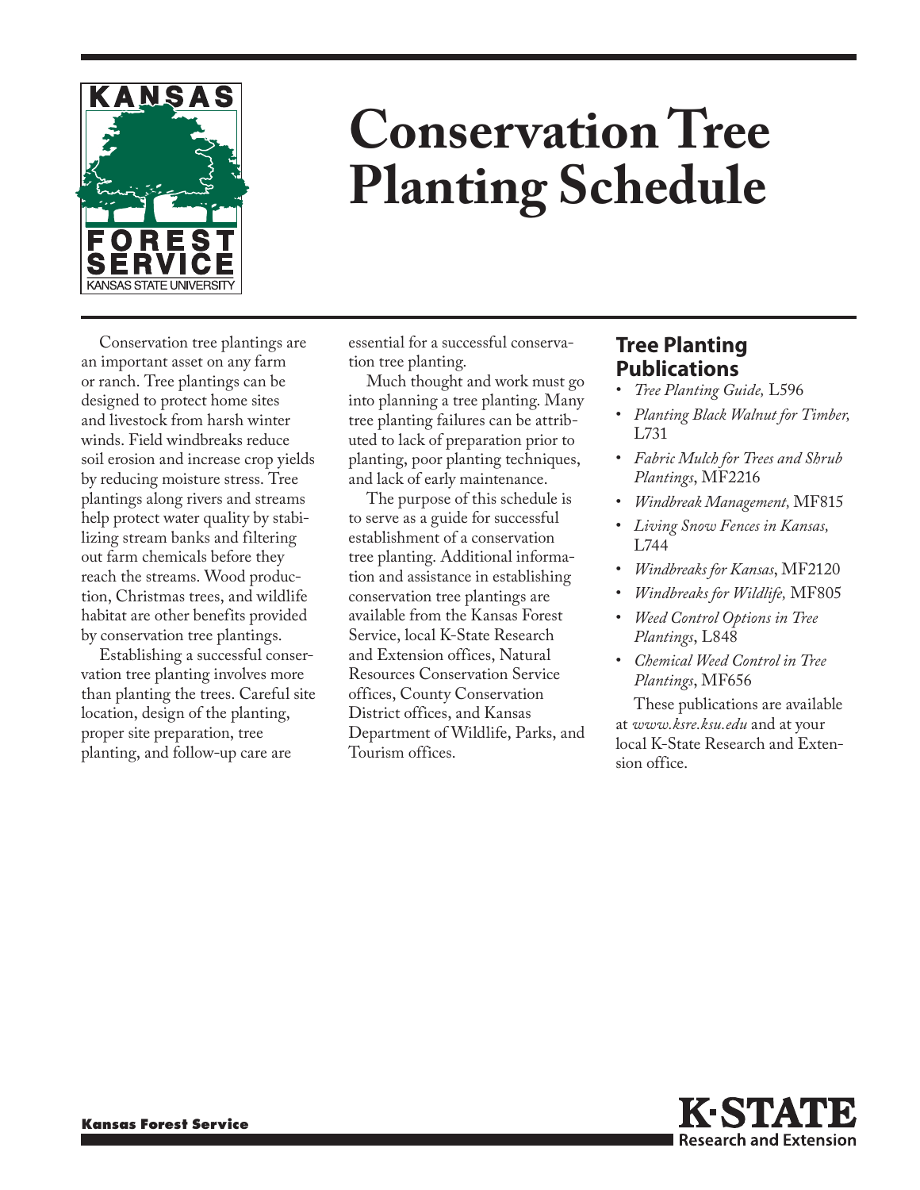# Conservation Tree Planting Schedule

Conservation tree plantings are an important asset on any farm or ranch. Tree plantings can be designed to protect home sites and livestock from harsh winter winds. Field windbreaks reduce soil erosion and increase crop yields by reducing moisture stress. Tree plantings along rivers and streams help protect water quality by stabilizing stream banks and filtering out farm chemicals before they reach the streams. Wood production, Christmas trees, and wildlife habitat are other benefits provided by conservation tree plantings.

Establishing a successful conservation tree planting involves more than planting the trees. Careful site location, design of the planting, proper site preparation, tree planting, and follow-up care are essential for a successful conservation tree planting.

Much thought and work must go into planning a tree planting. Many tree planting failures can be attributed to lack of preparation prior to planting, poor planting techniques, and lack of early maintenance.

The purpose of this schedule is to serve as a guide for successful establishment of a conservation tree planting. Additional information and assistance in establishing conservation tree plantings are available from the Kansas Forest Service, local K-State Research and Extension offices, Natural Resources Conservation Service offices, County Conservation District offices, and Kansas Department of Wildlife, Parks, and Tourism offices.

## Tree Planting Publications

- *Tree Planting Guide,* L596
- *Planting Black Walnut for Timber,* L731
- *Fabric Mulch for Trees and Shrub Plantings*, MF2216
- *Windbreak Management,* MF815
- *Living Snow Fences in Kansas,* L744
- *Windbreaks for Kansas*, MF2120
- *Windbreaks for Wildlife,* MF805
- *Weed Control Options in Tree Plantings*, L848
- *Chemical Weed Control in Tree Plantings*, MF656

These publications are available at *www.ksre.ksu.edu* and at your local K-State Research and Extension office.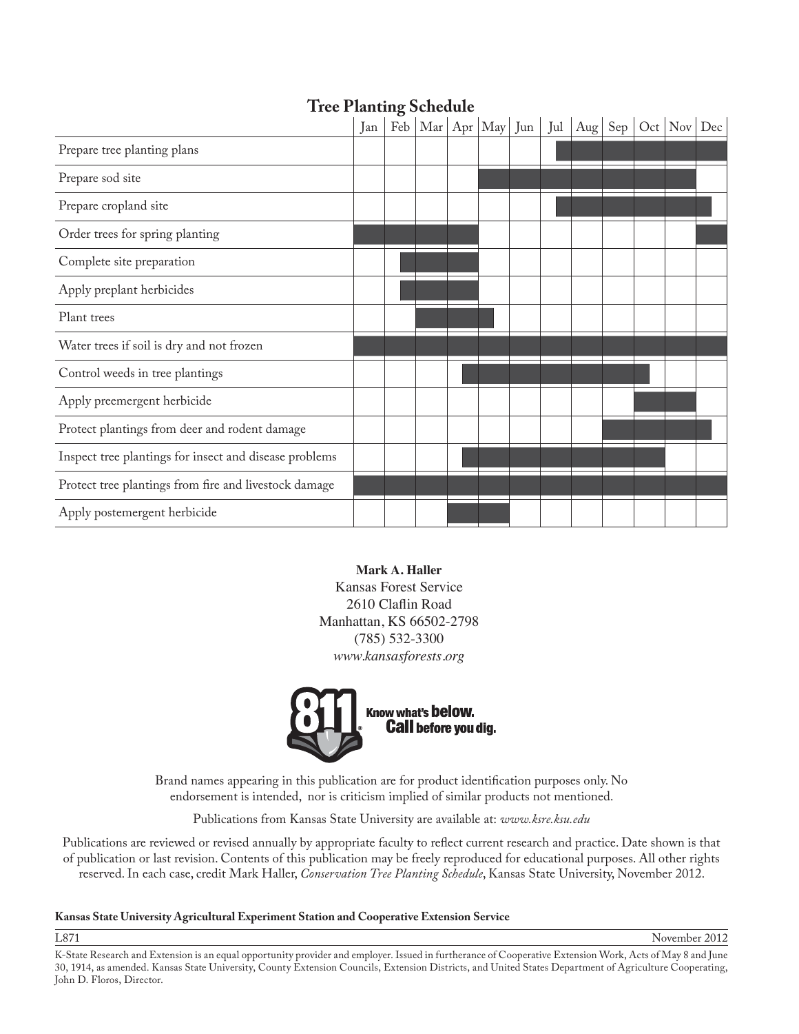## Tree Planting Schedule

Jan Feb Mar Apr May Jun Jul Aug Sep Oct Nov Dec

Prepare tree planting plans

Prepare sod site

Prepare cropland site

Order trees for spring planting

Complete site preparation

Apply preplant herbicides

Plant trees

Water trees if soil is dry and not frozen

Control weeds in tree plantings

Apply preemergent herbicide

Protect plantings from deer and rodent damage

Inspect tree plantings for insect and disease problems

Protect tree plantings from fire and livestock damage

Apply postemergent herbicide

**Mark A. Haller**
Kansas Forest Service
2610 Claflin Road
Manhattan, KS 66502-2798
(785) 532-3300
*www.kansasforests.org*

811 Know what's **below.** **Call** before you dig.

Brand names appearing in this publication are for product identification purposes only. No endorsement is intended, nor is criticism implied of similar products not mentioned.

Publications from Kansas State University are available at: *www.ksre.ksu.edu*

Publications are reviewed or revised annually by appropriate faculty to reflect current research and practice. Date shown is that of publication or last revision. Contents of this publication may be freely reproduced for educational purposes. All other rights reserved. In each case, credit Mark Haller, *Conservation Tree Planting Schedule*, Kansas State University, November 2012.

**Kansas State University Agricultural Experiment Station and Cooperative Extension Service**

L871 November 2012

K-State Research and Extension is an equal opportunity provider and employer. Issued in furtherance of Cooperative Extension Work, Acts of May 8 and June 30, 1914, as amended. Kansas State University, County Extension Councils, Extension Districts, and United States Department of Agriculture Cooperating, John D. Floros, Director.